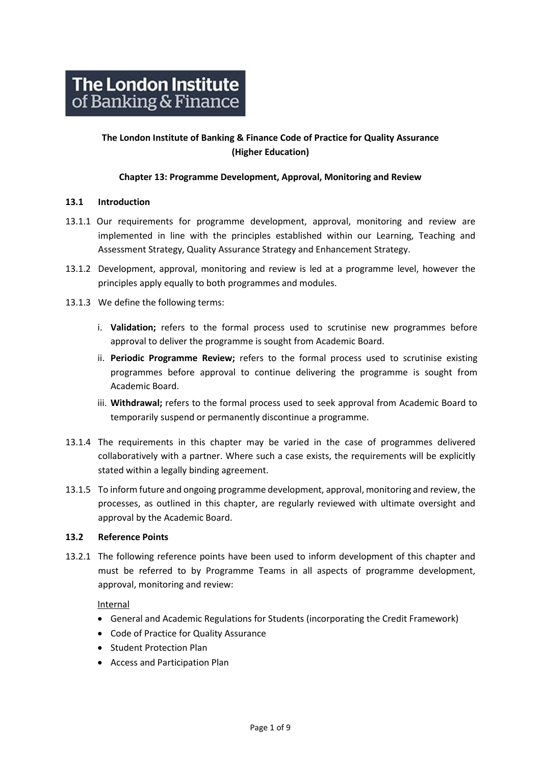**The London Institute of Banking & Finance**

# The London Institute of Banking & Finance Code of Practice for Quality Assurance (Higher Education)

## Chapter 13: Programme Development, Approval, Monitoring and Review

### 13.1 Introduction

13.1.1 Our requirements for programme development, approval, monitoring and review are implemented in line with the principles established within our Learning, Teaching and Assessment Strategy, Quality Assurance Strategy and Enhancement Strategy.

13.1.2 Development, approval, monitoring and review is led at a programme level, however the principles apply equally to both programmes and modules.

13.1.3 We define the following terms:

i. **Validation;** refers to the formal process used to scrutinise new programmes before approval to deliver the programme is sought from Academic Board.

ii. **Periodic Programme Review;** refers to the formal process used to scrutinise existing programmes before approval to continue delivering the programme is sought from Academic Board.

iii. **Withdrawal;** refers to the formal process used to seek approval from Academic Board to temporarily suspend or permanently discontinue a programme.

13.1.4 The requirements in this chapter may be varied in the case of programmes delivered collaboratively with a partner. Where such a case exists, the requirements will be explicitly stated within a legally binding agreement.

13.1.5 To inform future and ongoing programme development, approval, monitoring and review, the processes, as outlined in this chapter, are regularly reviewed with ultimate oversight and approval by the Academic Board.

### 13.2 Reference Points

13.2.1 The following reference points have been used to inform development of this chapter and must be referred to by Programme Teams in all aspects of programme development, approval, monitoring and review:

<u>Internal</u>

- General and Academic Regulations for Students (incorporating the Credit Framework)
- Code of Practice for Quality Assurance
- Student Protection Plan
- Access and Participation Plan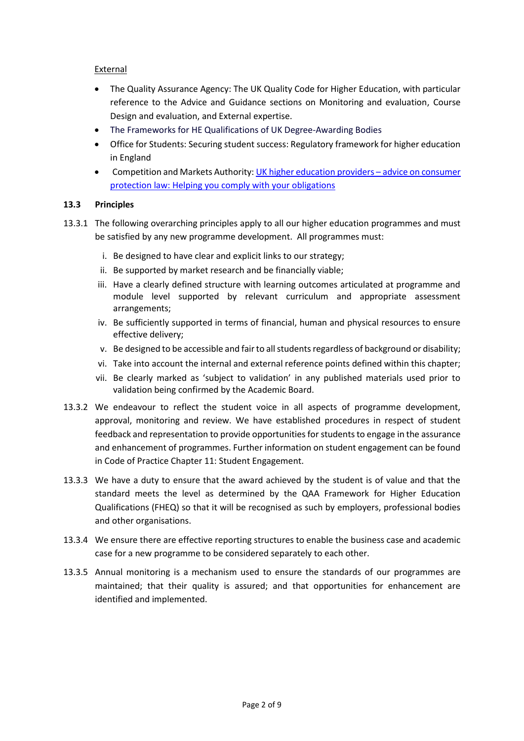External

- The Quality Assurance Agency: The UK Quality Code for Higher Education, with particular reference to the Advice and Guidance sections on Monitoring and evaluation, Course Design and evaluation, and External expertise.
- The Frameworks for HE Qualifications of UK Degree-Awarding Bodies
- Office for Students: Securing student success: Regulatory framework for higher education in England
- Competition and Markets Authority: UK higher education providers – advice on consumer protection law: Helping you comply with your obligations

## 13.3 Principles

13.3.1 The following overarching principles apply to all our higher education programmes and must be satisfied by any new programme development. All programmes must:

i. Be designed to have clear and explicit links to our strategy;
ii. Be supported by market research and be financially viable;
iii. Have a clearly defined structure with learning outcomes articulated at programme and module level supported by relevant curriculum and appropriate assessment arrangements;
iv. Be sufficiently supported in terms of financial, human and physical resources to ensure effective delivery;
v. Be designed to be accessible and fair to all students regardless of background or disability;
vi. Take into account the internal and external reference points defined within this chapter;
vii. Be clearly marked as 'subject to validation' in any published materials used prior to validation being confirmed by the Academic Board.

13.3.2 We endeavour to reflect the student voice in all aspects of programme development, approval, monitoring and review. We have established procedures in respect of student feedback and representation to provide opportunities for students to engage in the assurance and enhancement of programmes. Further information on student engagement can be found in Code of Practice Chapter 11: Student Engagement.

13.3.3 We have a duty to ensure that the award achieved by the student is of value and that the standard meets the level as determined by the QAA Framework for Higher Education Qualifications (FHEQ) so that it will be recognised as such by employers, professional bodies and other organisations.

13.3.4 We ensure there are effective reporting structures to enable the business case and academic case for a new programme to be considered separately to each other.

13.3.5 Annual monitoring is a mechanism used to ensure the standards of our programmes are maintained; that their quality is assured; and that opportunities for enhancement are identified and implemented.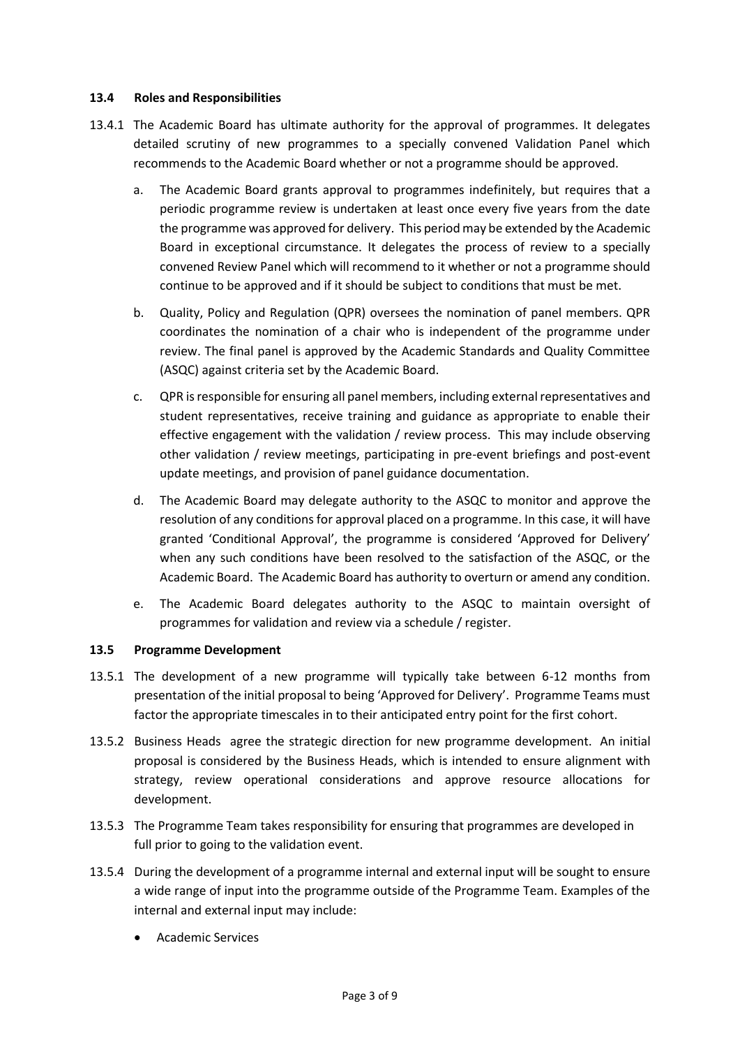### 13.4 Roles and Responsibilities

13.4.1 The Academic Board has ultimate authority for the approval of programmes. It delegates detailed scrutiny of new programmes to a specially convened Validation Panel which recommends to the Academic Board whether or not a programme should be approved.

a. The Academic Board grants approval to programmes indefinitely, but requires that a periodic programme review is undertaken at least once every five years from the date the programme was approved for delivery. This period may be extended by the Academic Board in exceptional circumstance. It delegates the process of review to a specially convened Review Panel which will recommend to it whether or not a programme should continue to be approved and if it should be subject to conditions that must be met.

b. Quality, Policy and Regulation (QPR) oversees the nomination of panel members. QPR coordinates the nomination of a chair who is independent of the programme under review. The final panel is approved by the Academic Standards and Quality Committee (ASQC) against criteria set by the Academic Board.

c. QPR is responsible for ensuring all panel members, including external representatives and student representatives, receive training and guidance as appropriate to enable their effective engagement with the validation / review process. This may include observing other validation / review meetings, participating in pre-event briefings and post-event update meetings, and provision of panel guidance documentation.

d. The Academic Board may delegate authority to the ASQC to monitor and approve the resolution of any conditions for approval placed on a programme. In this case, it will have granted 'Conditional Approval', the programme is considered 'Approved for Delivery' when any such conditions have been resolved to the satisfaction of the ASQC, or the Academic Board. The Academic Board has authority to overturn or amend any condition.

e. The Academic Board delegates authority to the ASQC to maintain oversight of programmes for validation and review via a schedule / register.

### 13.5 Programme Development

13.5.1 The development of a new programme will typically take between 6-12 months from presentation of the initial proposal to being 'Approved for Delivery'. Programme Teams must factor the appropriate timescales in to their anticipated entry point for the first cohort.

13.5.2 Business Heads agree the strategic direction for new programme development. An initial proposal is considered by the Business Heads, which is intended to ensure alignment with strategy, review operational considerations and approve resource allocations for development.

13.5.3 The Programme Team takes responsibility for ensuring that programmes are developed in full prior to going to the validation event.

13.5.4 During the development of a programme internal and external input will be sought to ensure a wide range of input into the programme outside of the Programme Team. Examples of the internal and external input may include:

- Academic Services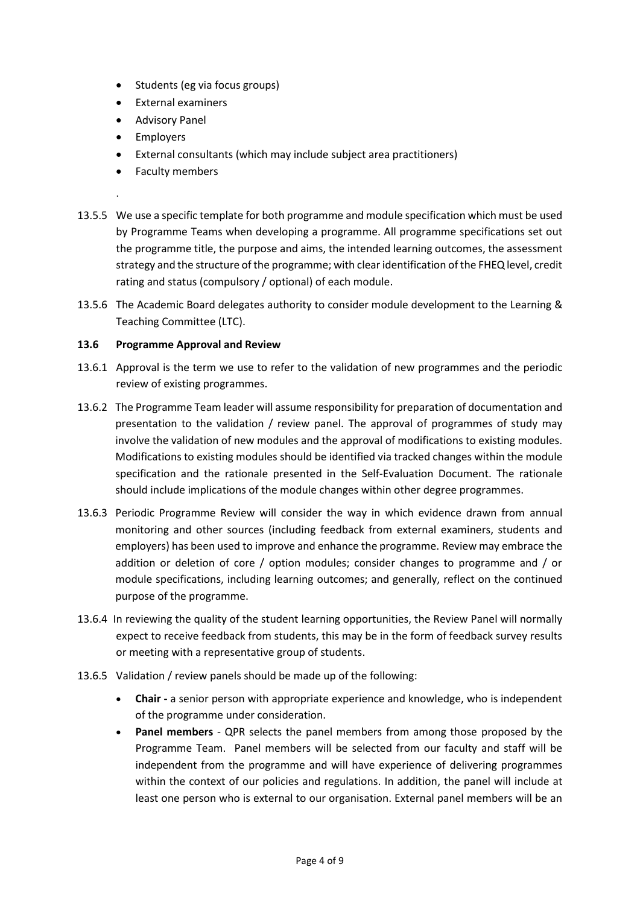- Students (eg via focus groups)
- External examiners
- Advisory Panel
- Employers
- External consultants (which may include subject area practitioners)
- Faculty members

.

13.5.5 We use a specific template for both programme and module specification which must be used by Programme Teams when developing a programme. All programme specifications set out the programme title, the purpose and aims, the intended learning outcomes, the assessment strategy and the structure of the programme; with clear identification of the FHEQ level, credit rating and status (compulsory / optional) of each module.

13.5.6 The Academic Board delegates authority to consider module development to the Learning & Teaching Committee (LTC).

**13.6 Programme Approval and Review**

13.6.1 Approval is the term we use to refer to the validation of new programmes and the periodic review of existing programmes.

13.6.2 The Programme Team leader will assume responsibility for preparation of documentation and presentation to the validation / review panel. The approval of programmes of study may involve the validation of new modules and the approval of modifications to existing modules. Modifications to existing modules should be identified via tracked changes within the module specification and the rationale presented in the Self-Evaluation Document. The rationale should include implications of the module changes within other degree programmes.

13.6.3 Periodic Programme Review will consider the way in which evidence drawn from annual monitoring and other sources (including feedback from external examiners, students and employers) has been used to improve and enhance the programme. Review may embrace the addition or deletion of core / option modules; consider changes to programme and / or module specifications, including learning outcomes; and generally, reflect on the continued purpose of the programme.

13.6.4 In reviewing the quality of the student learning opportunities, the Review Panel will normally expect to receive feedback from students, this may be in the form of feedback survey results or meeting with a representative group of students.

13.6.5 Validation / review panels should be made up of the following:

- **Chair -** a senior person with appropriate experience and knowledge, who is independent of the programme under consideration.
- **Panel members** - QPR selects the panel members from among those proposed by the Programme Team. Panel members will be selected from our faculty and staff will be independent from the programme and will have experience of delivering programmes within the context of our policies and regulations. In addition, the panel will include at least one person who is external to our organisation. External panel members will be an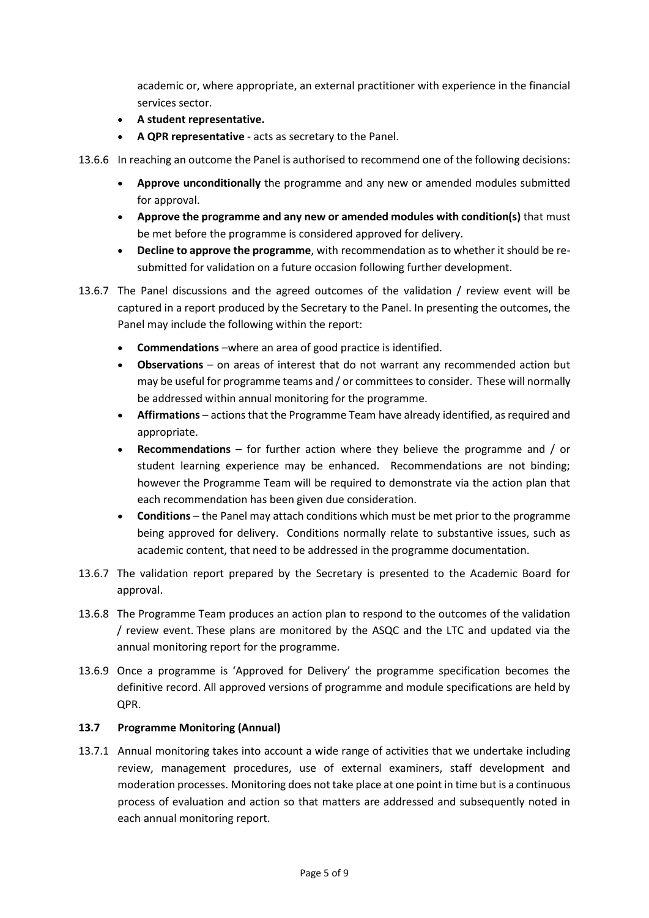academic or, where appropriate, an external practitioner with experience in the financial services sector.

- **A student representative.**
- **A QPR representative** - acts as secretary to the Panel.

13.6.6 In reaching an outcome the Panel is authorised to recommend one of the following decisions:

- **Approve unconditionally** the programme and any new or amended modules submitted for approval.
- **Approve the programme and any new or amended modules with condition(s)** that must be met before the programme is considered approved for delivery.
- **Decline to approve the programme**, with recommendation as to whether it should be re-submitted for validation on a future occasion following further development.

13.6.7 The Panel discussions and the agreed outcomes of the validation / review event will be captured in a report produced by the Secretary to the Panel. In presenting the outcomes, the Panel may include the following within the report:

- **Commendations** –where an area of good practice is identified.
- **Observations** – on areas of interest that do not warrant any recommended action but may be useful for programme teams and / or committees to consider. These will normally be addressed within annual monitoring for the programme.
- **Affirmations** – actions that the Programme Team have already identified, as required and appropriate.
- **Recommendations** – for further action where they believe the programme and / or student learning experience may be enhanced. Recommendations are not binding; however the Programme Team will be required to demonstrate via the action plan that each recommendation has been given due consideration.
- **Conditions** – the Panel may attach conditions which must be met prior to the programme being approved for delivery. Conditions normally relate to substantive issues, such as academic content, that need to be addressed in the programme documentation.

13.6.7 The validation report prepared by the Secretary is presented to the Academic Board for approval.

13.6.8 The Programme Team produces an action plan to respond to the outcomes of the validation / review event. These plans are monitored by the ASQC and the LTC and updated via the annual monitoring report for the programme.

13.6.9 Once a programme is 'Approved for Delivery' the programme specification becomes the definitive record. All approved versions of programme and module specifications are held by QPR.

### 13.7 Programme Monitoring (Annual)

13.7.1 Annual monitoring takes into account a wide range of activities that we undertake including review, management procedures, use of external examiners, staff development and moderation processes. Monitoring does not take place at one point in time but is a continuous process of evaluation and action so that matters are addressed and subsequently noted in each annual monitoring report.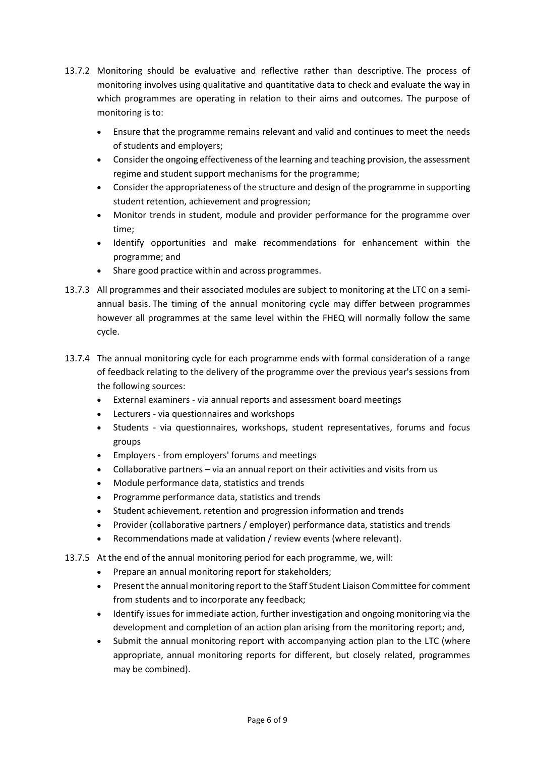13.7.2 Monitoring should be evaluative and reflective rather than descriptive. The process of monitoring involves using qualitative and quantitative data to check and evaluate the way in which programmes are operating in relation to their aims and outcomes. The purpose of monitoring is to:

- Ensure that the programme remains relevant and valid and continues to meet the needs of students and employers;
- Consider the ongoing effectiveness of the learning and teaching provision, the assessment regime and student support mechanisms for the programme;
- Consider the appropriateness of the structure and design of the programme in supporting student retention, achievement and progression;
- Monitor trends in student, module and provider performance for the programme over time;
- Identify opportunities and make recommendations for enhancement within the programme; and
- Share good practice within and across programmes.

13.7.3 All programmes and their associated modules are subject to monitoring at the LTC on a semi-annual basis. The timing of the annual monitoring cycle may differ between programmes however all programmes at the same level within the FHEQ will normally follow the same cycle.

13.7.4 The annual monitoring cycle for each programme ends with formal consideration of a range of feedback relating to the delivery of the programme over the previous year's sessions from the following sources:

- External examiners - via annual reports and assessment board meetings
- Lecturers - via questionnaires and workshops
- Students - via questionnaires, workshops, student representatives, forums and focus groups
- Employers - from employers' forums and meetings
- Collaborative partners – via an annual report on their activities and visits from us
- Module performance data, statistics and trends
- Programme performance data, statistics and trends
- Student achievement, retention and progression information and trends
- Provider (collaborative partners / employer) performance data, statistics and trends
- Recommendations made at validation / review events (where relevant).

13.7.5 At the end of the annual monitoring period for each programme, we, will:

- Prepare an annual monitoring report for stakeholders;
- Present the annual monitoring report to the Staff Student Liaison Committee for comment from students and to incorporate any feedback;
- Identify issues for immediate action, further investigation and ongoing monitoring via the development and completion of an action plan arising from the monitoring report; and,
- Submit the annual monitoring report with accompanying action plan to the LTC (where appropriate, annual monitoring reports for different, but closely related, programmes may be combined).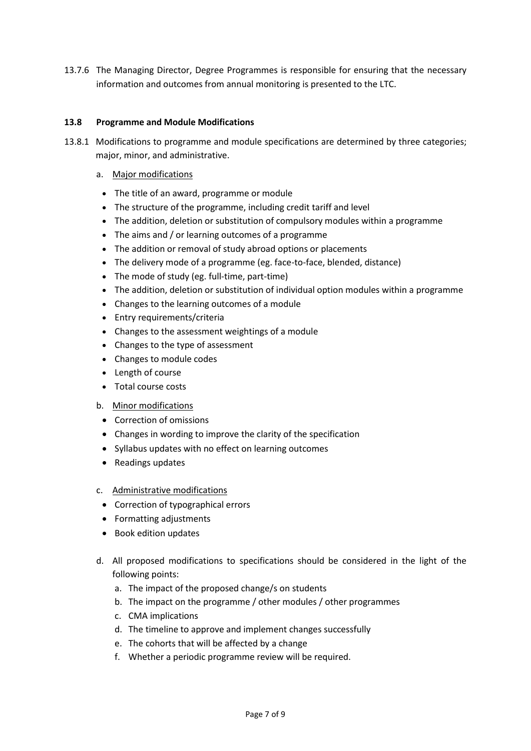13.7.6 The Managing Director, Degree Programmes is responsible for ensuring that the necessary information and outcomes from annual monitoring is presented to the LTC.

### 13.8 Programme and Module Modifications

13.8.1 Modifications to programme and module specifications are determined by three categories; major, minor, and administrative.

a. Major modifications

- The title of an award, programme or module
- The structure of the programme, including credit tariff and level
- The addition, deletion or substitution of compulsory modules within a programme
- The aims and / or learning outcomes of a programme
- The addition or removal of study abroad options or placements
- The delivery mode of a programme (eg. face-to-face, blended, distance)
- The mode of study (eg. full-time, part-time)
- The addition, deletion or substitution of individual option modules within a programme
- Changes to the learning outcomes of a module
- Entry requirements/criteria
- Changes to the assessment weightings of a module
- Changes to the type of assessment
- Changes to module codes
- Length of course
- Total course costs

b. Minor modifications

- Correction of omissions
- Changes in wording to improve the clarity of the specification
- Syllabus updates with no effect on learning outcomes
- Readings updates

c. Administrative modifications

- Correction of typographical errors
- Formatting adjustments
- Book edition updates

d. All proposed modifications to specifications should be considered in the light of the following points:

   a. The impact of the proposed change/s on students
   b. The impact on the programme / other modules / other programmes
   c. CMA implications
   d. The timeline to approve and implement changes successfully
   e. The cohorts that will be affected by a change
   f. Whether a periodic programme review will be required.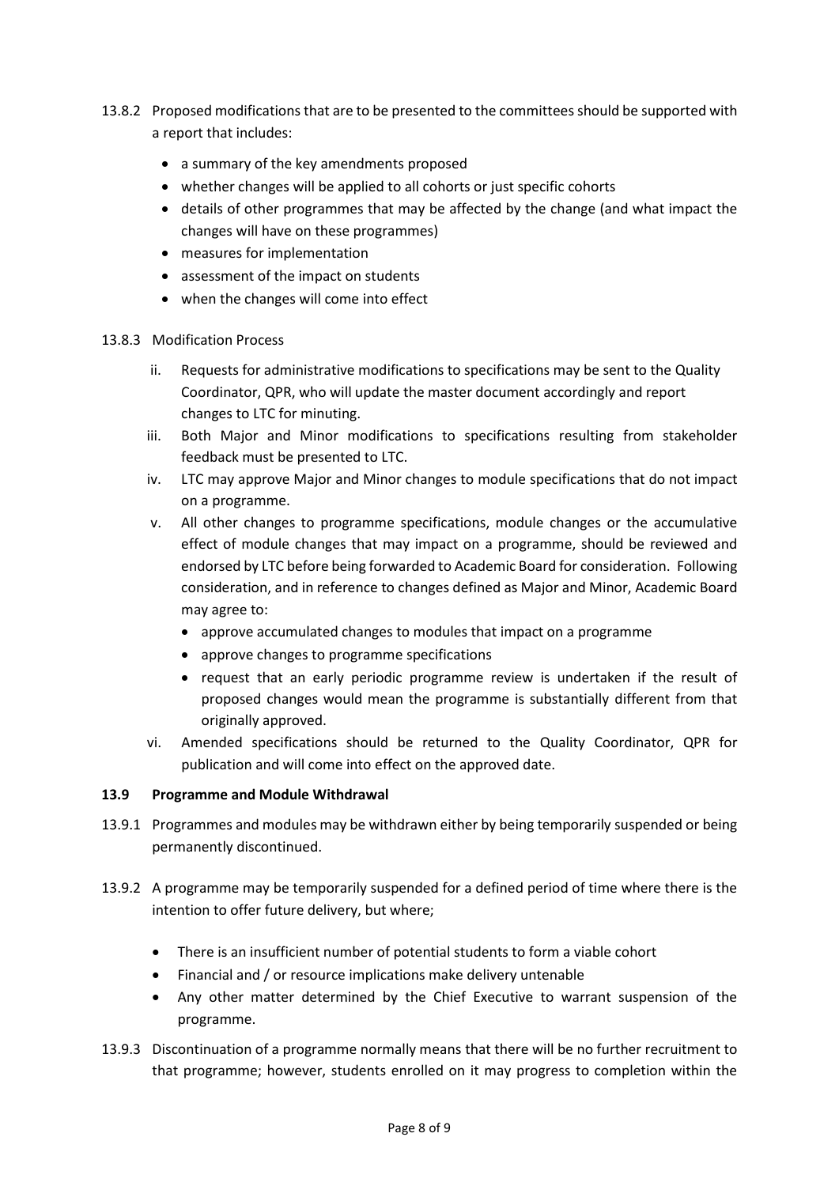13.8.2 Proposed modifications that are to be presented to the committees should be supported with a report that includes:

- a summary of the key amendments proposed
- whether changes will be applied to all cohorts or just specific cohorts
- details of other programmes that may be affected by the change (and what impact the changes will have on these programmes)
- measures for implementation
- assessment of the impact on students
- when the changes will come into effect

13.8.3 Modification Process

ii. Requests for administrative modifications to specifications may be sent to the Quality Coordinator, QPR, who will update the master document accordingly and report changes to LTC for minuting.

iii. Both Major and Minor modifications to specifications resulting from stakeholder feedback must be presented to LTC.

iv. LTC may approve Major and Minor changes to module specifications that do not impact on a programme.

v. All other changes to programme specifications, module changes or the accumulative effect of module changes that may impact on a programme, should be reviewed and endorsed by LTC before being forwarded to Academic Board for consideration. Following consideration, and in reference to changes defined as Major and Minor, Academic Board may agree to:

   - approve accumulated changes to modules that impact on a programme
   - approve changes to programme specifications
   - request that an early periodic programme review is undertaken if the result of proposed changes would mean the programme is substantially different from that originally approved.

vi. Amended specifications should be returned to the Quality Coordinator, QPR for publication and will come into effect on the approved date.

**13.9 Programme and Module Withdrawal**

13.9.1 Programmes and modules may be withdrawn either by being temporarily suspended or being permanently discontinued.

13.9.2 A programme may be temporarily suspended for a defined period of time where there is the intention to offer future delivery, but where;

- There is an insufficient number of potential students to form a viable cohort
- Financial and / or resource implications make delivery untenable
- Any other matter determined by the Chief Executive to warrant suspension of the programme.

13.9.3 Discontinuation of a programme normally means that there will be no further recruitment to that programme; however, students enrolled on it may progress to completion within the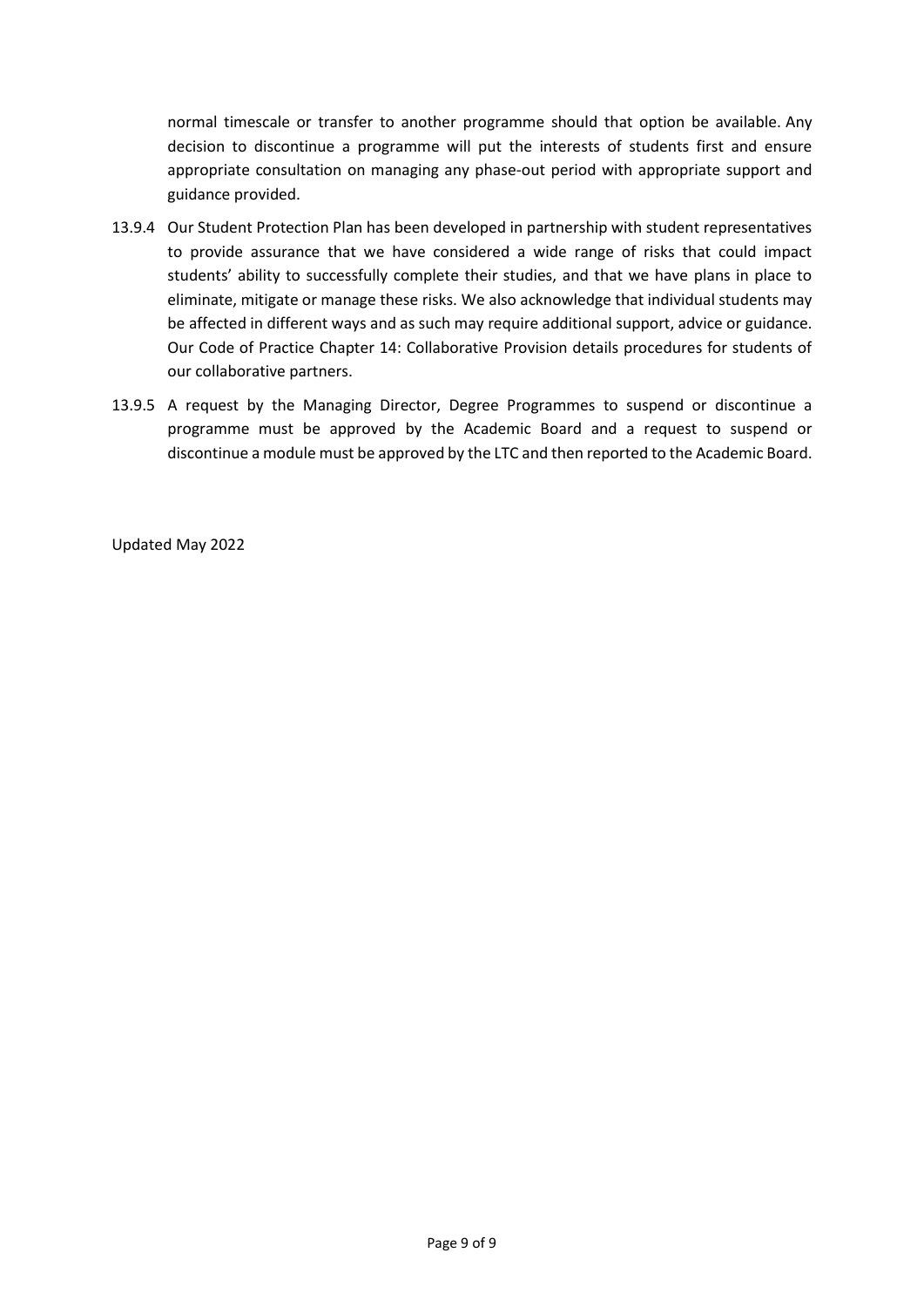normal timescale or transfer to another programme should that option be available. Any decision to discontinue a programme will put the interests of students first and ensure appropriate consultation on managing any phase-out period with appropriate support and guidance provided.

13.9.4 Our Student Protection Plan has been developed in partnership with student representatives to provide assurance that we have considered a wide range of risks that could impact students' ability to successfully complete their studies, and that we have plans in place to eliminate, mitigate or manage these risks. We also acknowledge that individual students may be affected in different ways and as such may require additional support, advice or guidance. Our Code of Practice Chapter 14: Collaborative Provision details procedures for students of our collaborative partners.

13.9.5 A request by the Managing Director, Degree Programmes to suspend or discontinue a programme must be approved by the Academic Board and a request to suspend or discontinue a module must be approved by the LTC and then reported to the Academic Board.

Updated May 2022